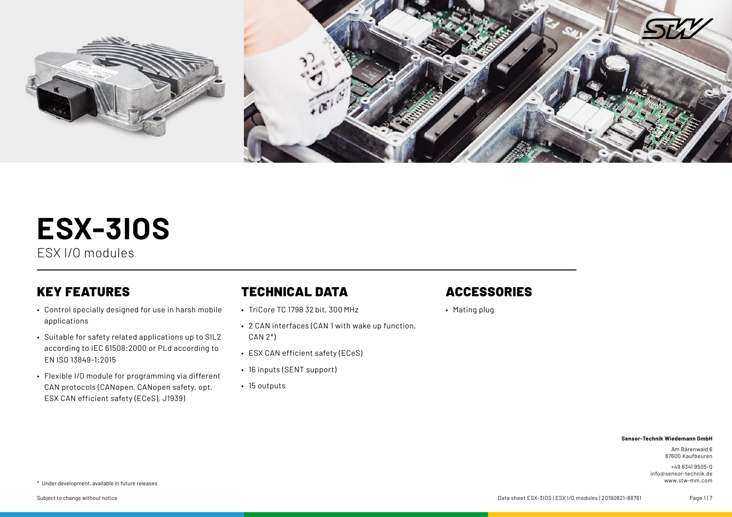# ESX-3IOS

ESX I/O modules

## KEY FEATURES

- Control specially designed for use in harsh mobile applications
- Suitable for safety related applications up to SIL2 according to IEC 61508:2000 or PLd according to EN ISO 13849-1:2015
- Flexible I/O module for programming via different CAN protocols (CANopen, CANopen safety, opt. ESX CAN efficient safety (ECeS), J1939)

## TECHNICAL DATA

- TriCore TC 1798 32 bit, 300 MHz
- 2 CAN interfaces (CAN 1 with wake up function, CAN 2*)
- ESX CAN efficient safety (ECeS)
- 16 inputs (SENT support)
- 15 outputs

## ACCESSORIES

- Mating plug

**Sensor-Technik Wiedemann GmbH**

Am Bärenwald 6
87600 Kaufbeuren

+49 8341 9505-0
info@sensor-technik.de
www.stw-mm.com

* Under development, available in future releases

Subject to change without notice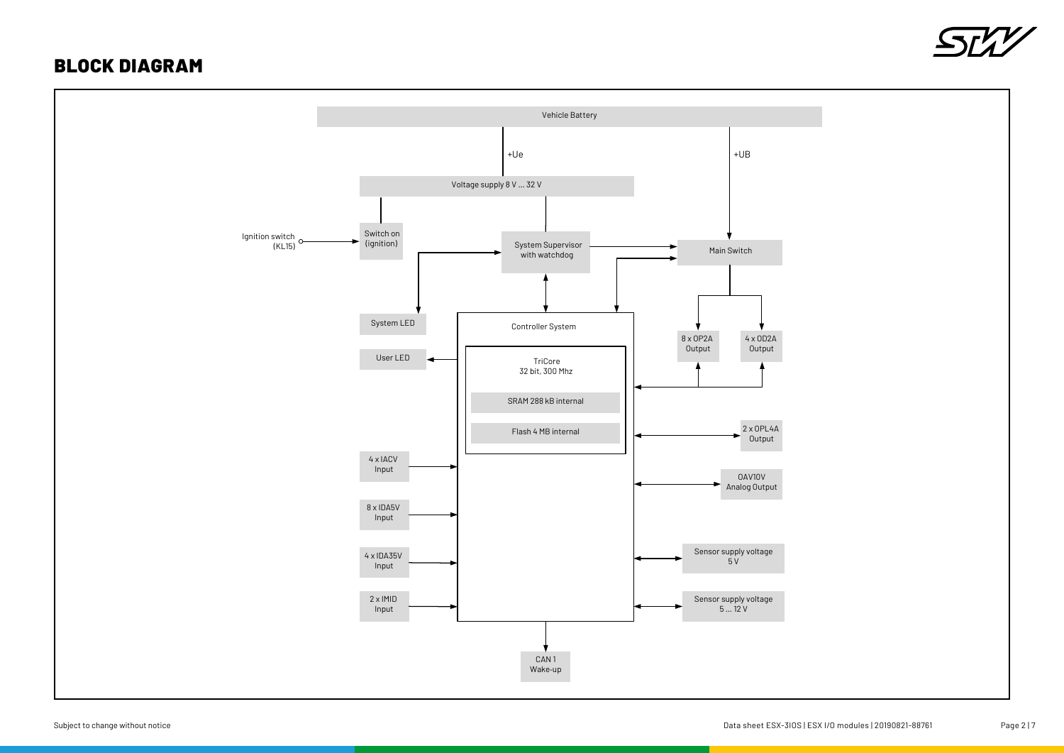# BLOCK DIAGRAM

Vehicle Battery

+Ue

+UB

Voltage supply 8 V ... 32 V

Ignition switch (KL15)

Switch on (ignition)

System Supervisor with watchdog

Main Switch

System LED

User LED

Controller System

TriCore
32 bit, 300 Mhz

SRAM 288 kB internal

Flash 4 MB internal

8 x OP2A Output

4 x OD2A Output

2 x OPL4A Output

OAV10V Analog Output

4 x IACV Input

8 x IDA5V Input

4 x IDA35V Input

2 x IMID Input

Sensor supply voltage 5 V

Sensor supply voltage 5 ... 12 V

CAN 1 Wake-up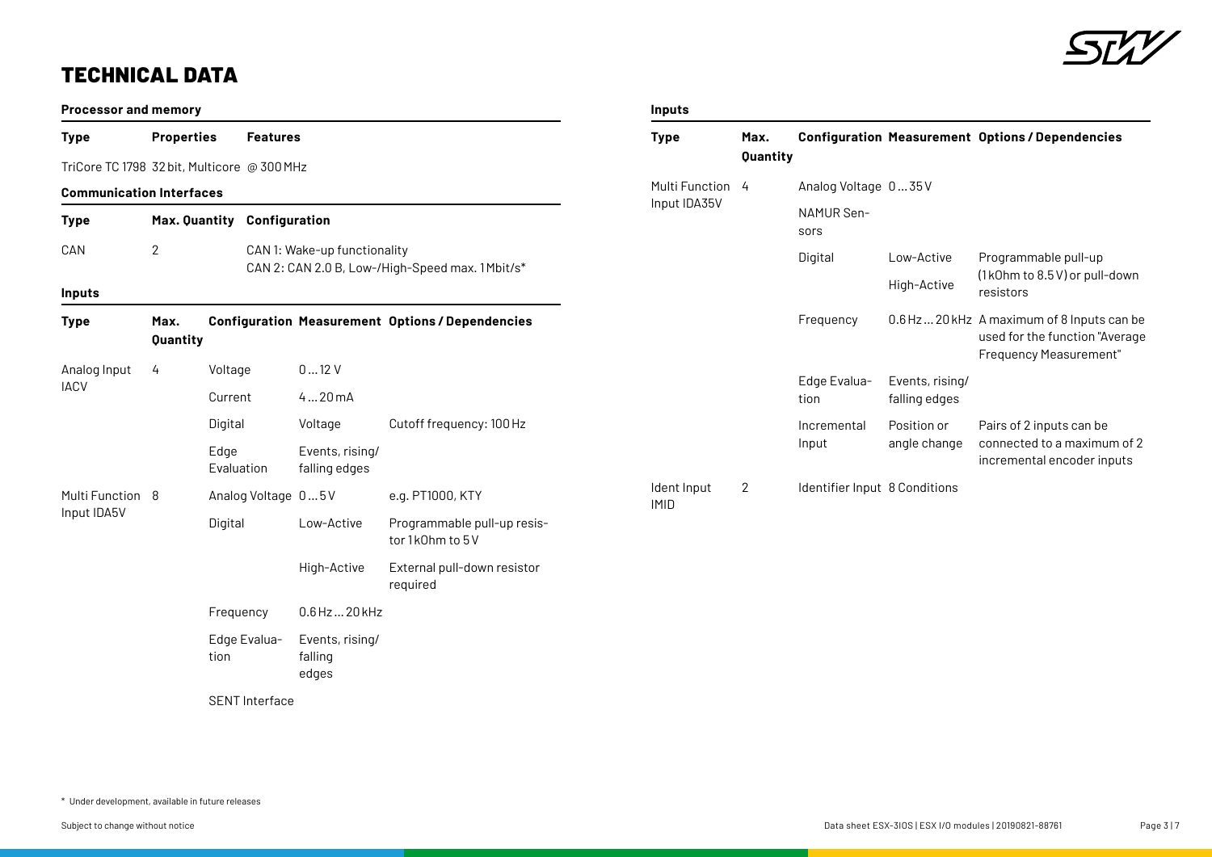# TECHNICAL DATA

**Processor and memory**

| Type | Properties | Features |
|---|---|---|
| TriCore TC 1798 | 32 bit, Multicore | @ 300 MHz |

**Communication Interfaces**

| Type | Max. Quantity | Configuration |
|---|---|---|
| CAN | 2 | CAN 1: Wake-up functionality<br>CAN 2: CAN 2.0 B, Low-/High-Speed max. 1 Mbit/s* |

**Inputs**

| Type | Max. Quantity | Configuration | Measurement | Options / Dependencies |
|---|---|---|---|---|
| Analog Input IACV | 4 | Voltage | 0 … 12 V | |
| | | Current | 4 … 20 mA | |
| | | Digital | Voltage | Cutoff frequency: 100 Hz |
| | | Edge Evaluation | Events, rising/ falling edges | |
| Multi Function Input IDA5V | 8 | Analog Voltage | 0 … 5 V | e.g. PT1000, KTY |
| | | Digital | Low-Active | Programmable pull-up resistor 1 kOhm to 5 V |
| | | | High-Active | External pull-down resistor required |
| | | Frequency | 0.6 Hz … 20 kHz | |
| | | Edge Evaluation | Events, rising/ falling edges | |
| | | SENT Interface | | |

**Inputs**

| Type | Max. Quantity | Configuration | Measurement | Options / Dependencies |
|---|---|---|---|---|
| Multi Function Input IDA35V | 4 | Analog Voltage | 0 … 35 V | |
| | | NAMUR Sensors | | |
| | | Digital | Low-Active | Programmable pull-up (1 kOhm to 8.5 V) or pull-down resistors |
| | | | High-Active | |
| | | Frequency | 0.6 Hz … 20 kHz | A maximum of 8 Inputs can be used for the function "Average Frequency Measurement" |
| | | Edge Evaluation | Events, rising/ falling edges | |
| | | Incremental Input | Position or angle change | Pairs of 2 inputs can be connected to a maximum of 2 incremental encoder inputs |
| Ident Input IMID | 2 | Identifier Input | 8 Conditions | |

\* Under development, available in future releases

Subject to change without notice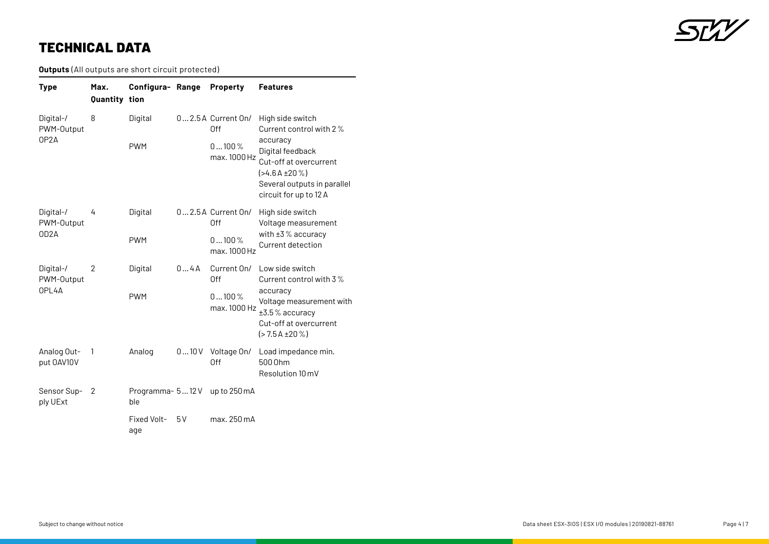# TECHNICAL DATA

**Outputs** (All outputs are short circuit protected)

| Type | Max. Quantity | Configuration | Range | Property | Features |
|---|---|---|---|---|---|
| Digital-/ PWM-Output OP2A | 8 | Digital | 0 … 2.5 A | Current On/ Off | High side switch<br>Current control with 2 % accuracy<br>Digital feedback<br>Cut-off at overcurrent (>4.6 A ±20 %)<br>Several outputs in parallel circuit for up to 12 A |
| | | PWM | | 0 … 100 % max. 1000 Hz | |
| Digital-/ PWM-Output OD2A | 4 | Digital | 0 … 2.5 A | Current On/ Off | High side switch<br>Voltage measurement with ±3 % accuracy<br>Current detection |
| | | PWM | | 0 … 100 % max. 1000 Hz | |
| Digital-/ PWM-Output OPL4A | 2 | Digital | 0 … 4 A | Current On/ Off | Low side switch<br>Current control with 3 % accuracy<br>Voltage measurement with ±3.5 % accuracy<br>Cut-off at overcurrent (> 7.5 A ±20 %) |
| | | PWM | | 0 … 100 % max. 1000 Hz | |
| Analog Output OAV10V | 1 | Analog | 0 … 10 V | Voltage On/ Off | Load impedance min. 500 Ohm<br>Resolution 10 mV |
| Sensor Supply UExt | 2 | Programmable | 5 … 12 V | up to 250 mA | |
| | | Fixed Voltage | 5 V | max. 250 mA | |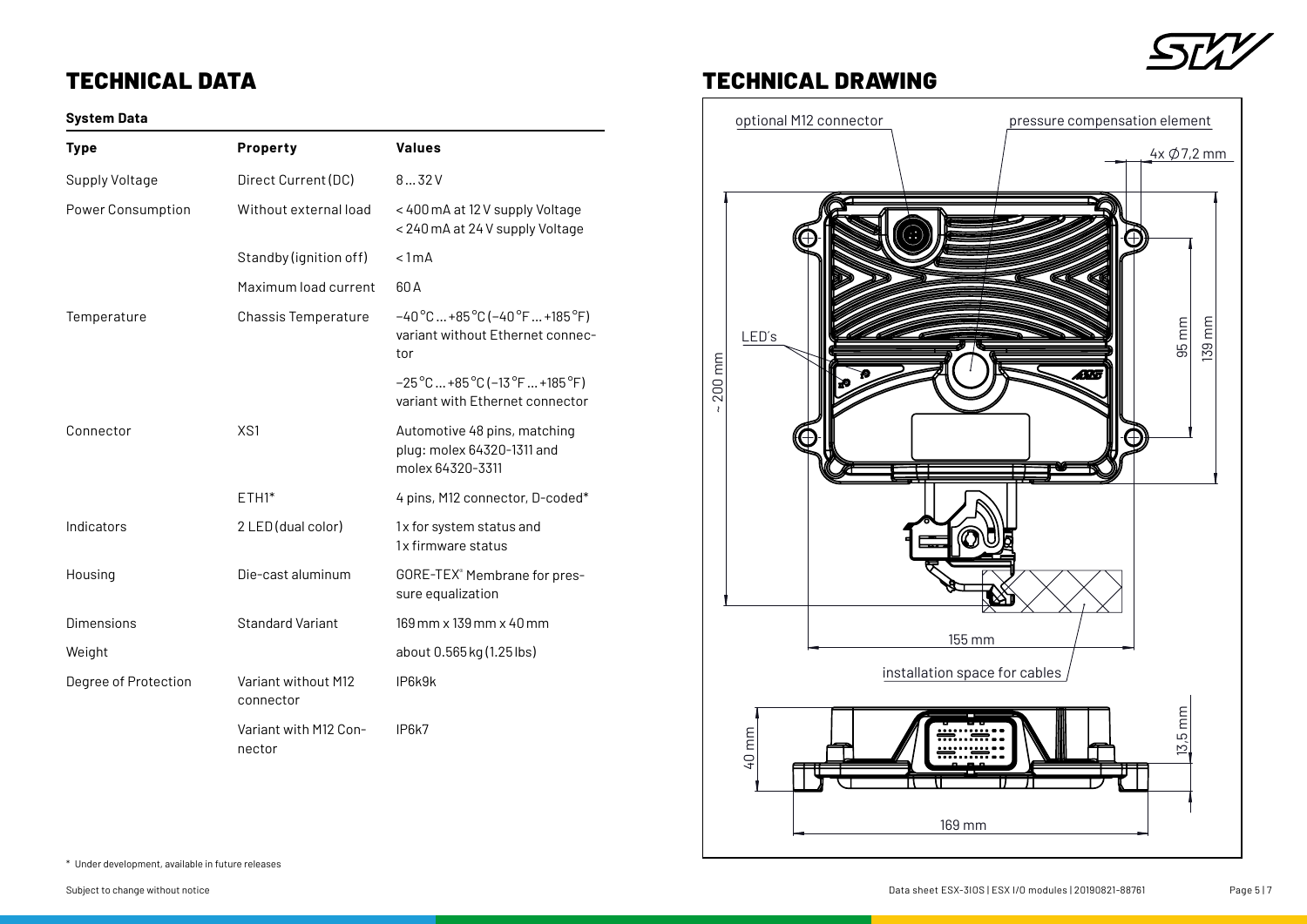# TECHNICAL DATA

### System Data

| Type | Property | Values |
|---|---|---|
| Supply Voltage | Direct Current (DC) | 8 … 32 V |
| Power Consumption | Without external load | < 400 mA at 12 V supply Voltage<br>< 240 mA at 24 V supply Voltage |
| | Standby (ignition off) | < 1 mA |
| | Maximum load current | 60 A |
| Temperature | Chassis Temperature | −40 °C … +85 °C (−40 °F … +185 °F) variant without Ethernet connector |
| | | −25 °C … +85 °C (−13 °F … +185 °F) variant with Ethernet connector |
| Connector | XS1 | Automotive 48 pins, matching plug: molex 64320-1311 and molex 64320-3311 |
| | ETH1* | 4 pins, M12 connector, D-coded* |
| Indicators | 2 LED (dual color) | 1x for system status and 1x firmware status |
| Housing | Die-cast aluminum | GORE-TEX® Membrane for pressure equalization |
| Dimensions | Standard Variant | 169 mm x 139 mm x 40 mm |
| Weight | | about 0.565 kg (1.25 lbs) |
| Degree of Protection | Variant without M12 connector | IP6k9k |
| | Variant with M12 Connector | IP6k7 |

\* Under development, available in future releases

# TECHNICAL DRAWING

optional M12 connector

pressure compensation element

4x ∅7,2 mm

LED's

~ 200 mm

95 mm

139 mm

155 mm

installation space for cables

40 mm

13,5 mm

169 mm

Subject to change without notice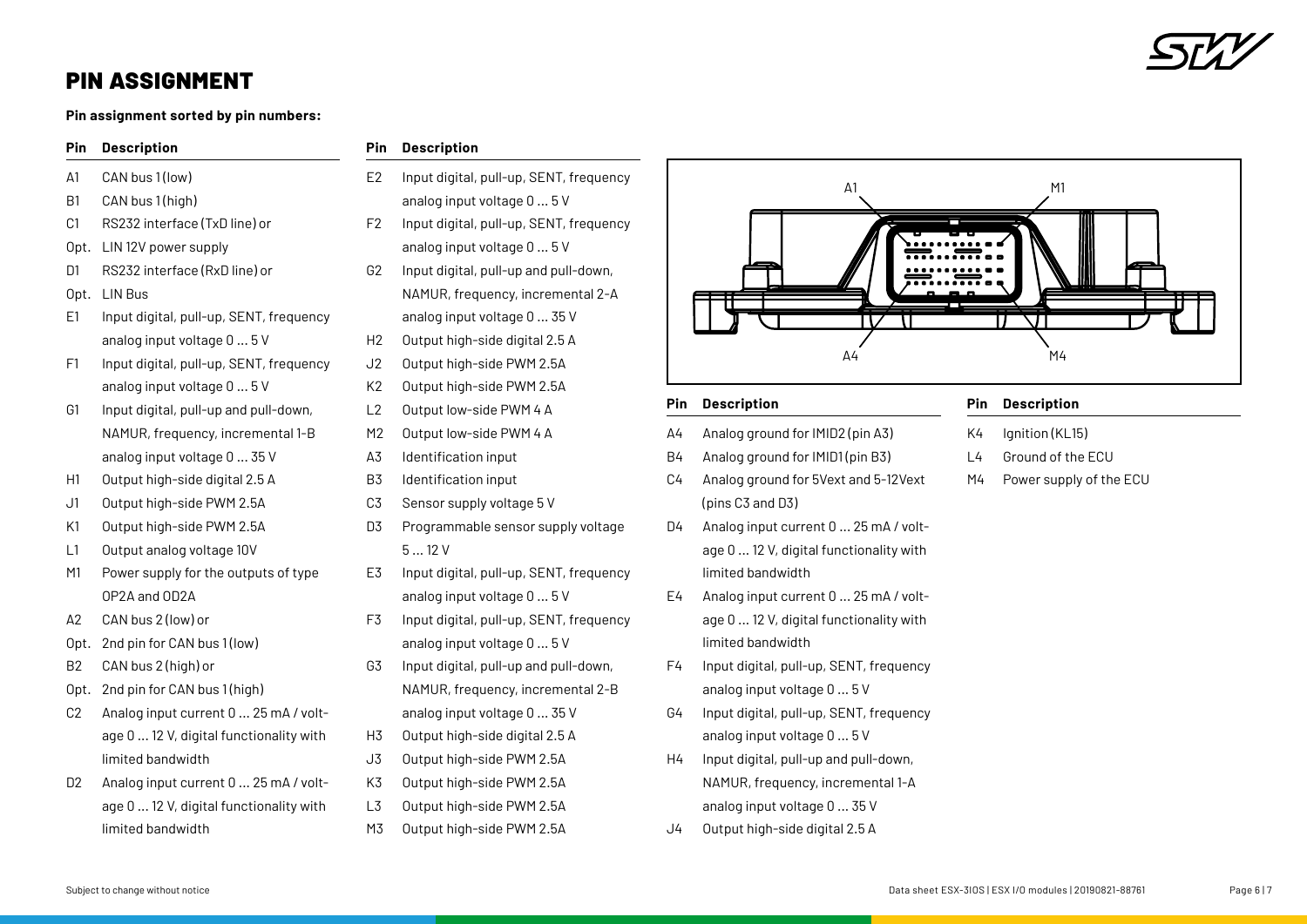## PIN ASSIGNMENT

**Pin assignment sorted by pin numbers:**

| Pin | Description |
|---|---|
| A1 | CAN bus 1 (low) |
| B1 | CAN bus 1 (high) |
| C1 | RS232 interface (TxD line) or |
| Opt. | LIN 12V power supply |
| D1 | RS232 interface (RxD line) or |
| Opt. | LIN Bus |
| E1 | Input digital, pull-up, SENT, frequency analog input voltage 0 ... 5 V |
| F1 | Input digital, pull-up, SENT, frequency analog input voltage 0 ... 5 V |
| G1 | Input digital, pull-up and pull-down, NAMUR, frequency, incremental 1-B analog input voltage 0 ... 35 V |
| H1 | Output high-side digital 2.5 A |
| J1 | Output high-side PWM 2.5A |
| K1 | Output high-side PWM 2.5A |
| L1 | Output analog voltage 10V |
| M1 | Power supply for the outputs of type OP2A and OD2A |
| A2 | CAN bus 2 (low) or |
| Opt. | 2nd pin for CAN bus 1 (low) |
| B2 | CAN bus 2 (high) or |
| Opt. | 2nd pin for CAN bus 1 (high) |
| C2 | Analog input current 0 ... 25 mA / voltage 0 ... 12 V, digital functionality with limited bandwidth |
| D2 | Analog input current 0 ... 25 mA / voltage 0 ... 12 V, digital functionality with limited bandwidth |

| Pin | Description |
|---|---|
| E2 | Input digital, pull-up, SENT, frequency analog input voltage 0 ... 5 V |
| F2 | Input digital, pull-up, SENT, frequency analog input voltage 0 ... 5 V |
| G2 | Input digital, pull-up and pull-down, NAMUR, frequency, incremental 2-A analog input voltage 0 ... 35 V |
| H2 | Output high-side digital 2.5 A |
| J2 | Output high-side PWM 2.5A |
| K2 | Output high-side PWM 2.5A |
| L2 | Output low-side PWM 4 A |
| M2 | Output low-side PWM 4 A |
| A3 | Identification input |
| B3 | Identification input |
| C3 | Sensor supply voltage 5 V |
| D3 | Programmable sensor supply voltage 5 ... 12 V |
| E3 | Input digital, pull-up, SENT, frequency analog input voltage 0 ... 5 V |
| F3 | Input digital, pull-up, SENT, frequency analog input voltage 0 ... 5 V |
| G3 | Input digital, pull-up and pull-down, NAMUR, frequency, incremental 2-B analog input voltage 0 ... 35 V |
| H3 | Output high-side digital 2.5 A |
| J3 | Output high-side PWM 2.5A |
| K3 | Output high-side PWM 2.5A |
| L3 | Output high-side PWM 2.5A |
| M3 | Output high-side PWM 2.5A |

| Pin | Description |
|---|---|
| A4 | Analog ground for IMID2 (pin A3) |
| B4 | Analog ground for IMID1 (pin B3) |
| C4 | Analog ground for 5Vext and 5-12Vext (pins C3 and D3) |
| D4 | Analog input current 0 ... 25 mA / voltage 0 ... 12 V, digital functionality with limited bandwidth |
| E4 | Analog input current 0 ... 25 mA / voltage 0 ... 12 V, digital functionality with limited bandwidth |
| F4 | Input digital, pull-up, SENT, frequency analog input voltage 0 ... 5 V |
| G4 | Input digital, pull-up, SENT, frequency analog input voltage 0 ... 5 V |
| H4 | Input digital, pull-up and pull-down, NAMUR, frequency, incremental 1-A analog input voltage 0 ... 35 V |
| J4 | Output high-side digital 2.5 A |

| Pin | Description |
|---|---|
| K4 | Ignition (KL15) |
| L4 | Ground of the ECU |
| M4 | Power supply of the ECU |

Subject to change without notice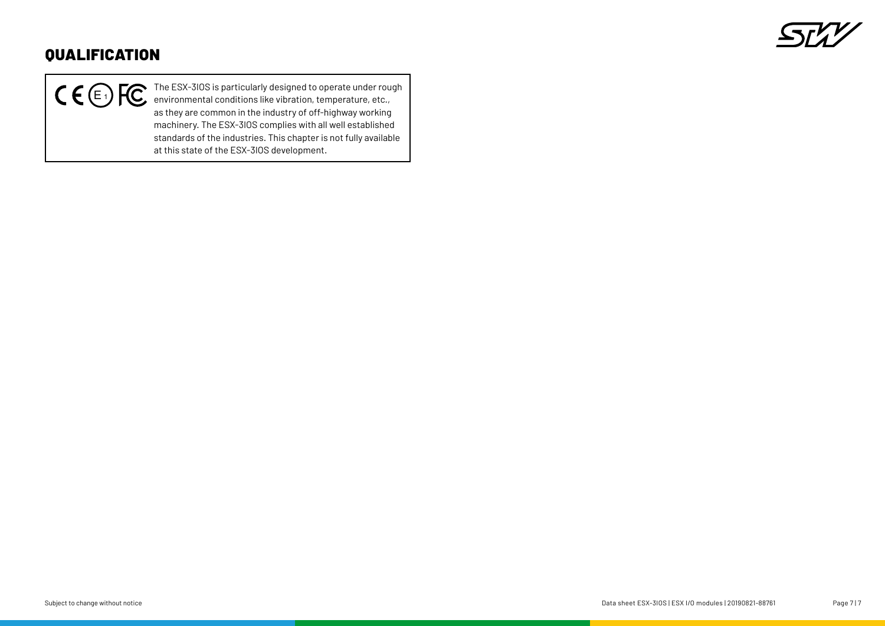## QUALIFICATION

The ESX-3IOS is particularly designed to operate under rough environmental conditions like vibration, temperature, etc., as they are common in the industry of off-highway working machinery. The ESX-3IOS complies with all well established standards of the industries. This chapter is not fully available at this state of the ESX-3IOS development.